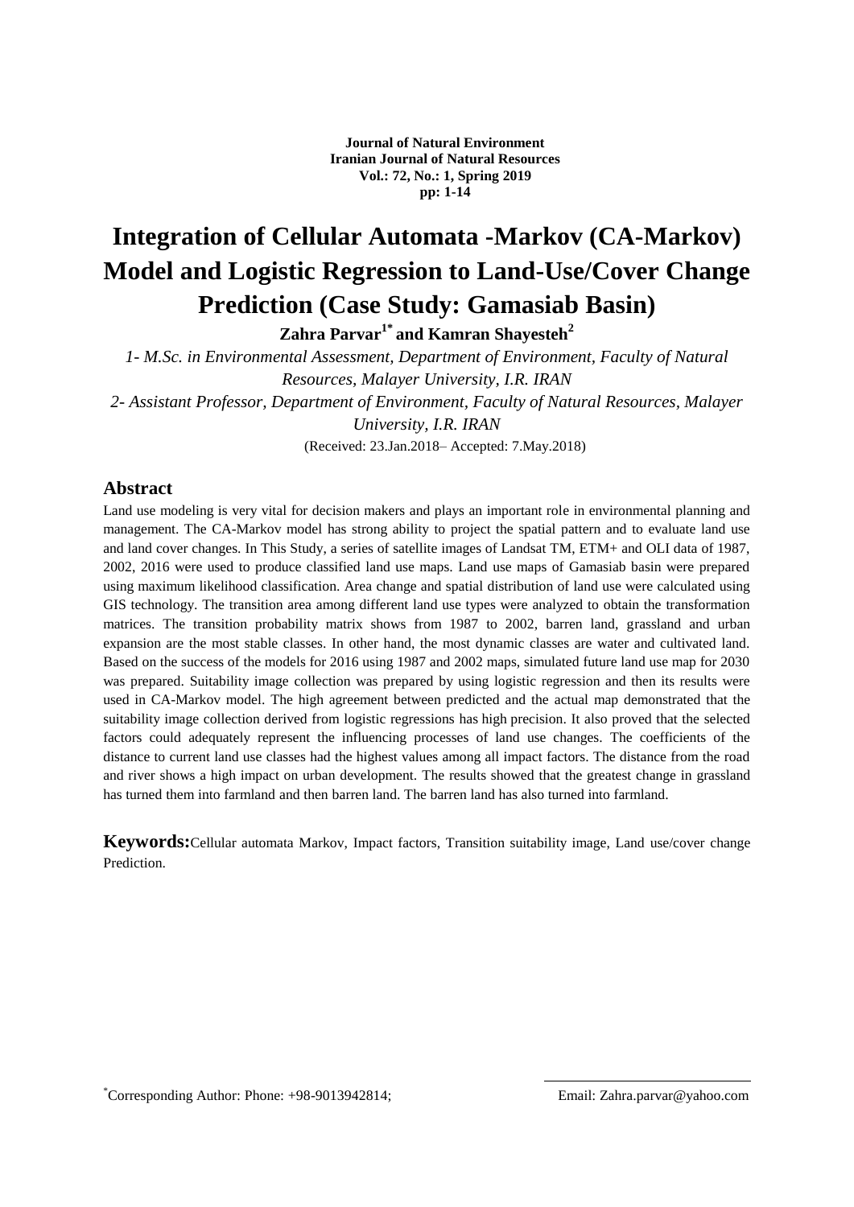# Integration of Cellular Automata -Markov (CA-Markov) Model and Logistic Regression to Land-Use/Cover Change Prediction (Case Study: Gamasiab Basin)

**Zahra Parvar[1*] and Kamran Shayesteh[2]**

*1- M.Sc. in Environmental Assessment, Department of Environment, Faculty of Natural Resources, Malayer University, I.R. IRAN*

*2- Assistant Professor, Department of Environment, Faculty of Natural Resources, Malayer University, I.R. IRAN*

(Received: 23.Jan.2018– Accepted: 7.May.2018)

## Abstract

Land use modeling is very vital for decision makers and plays an important role in environmental planning and management. The CA-Markov model has strong ability to project the spatial pattern and to evaluate land use and land cover changes. In This Study, a series of satellite images of Landsat TM, ETM+ and OLI data of 1987, 2002, 2016 were used to produce classified land use maps. Land use maps of Gamasiab basin were prepared using maximum likelihood classification. Area change and spatial distribution of land use were calculated using GIS technology. The transition area among different land use types were analyzed to obtain the transformation matrices. The transition probability matrix shows from 1987 to 2002, barren land, grassland and urban expansion are the most stable classes. In other hand, the most dynamic classes are water and cultivated land. Based on the success of the models for 2016 using 1987 and 2002 maps, simulated future land use map for 2030 was prepared. Suitability image collection was prepared by using logistic regression and then its results were used in CA-Markov model. The high agreement between predicted and the actual map demonstrated that the suitability image collection derived from logistic regressions has high precision. It also proved that the selected factors could adequately represent the influencing processes of land use changes. The coefficients of the distance to current land use classes had the highest values among all impact factors. The distance from the road and river shows a high impact on urban development. The results showed that the greatest change in grassland has turned them into farmland and then barren land. The barren land has also turned into farmland.

**Keywords:** Cellular automata Markov, Impact factors, Transition suitability image, Land use/cover change Prediction.

[*]Corresponding Author: Phone: +98-9013942814; Email: Zahra.parvar@yahoo.com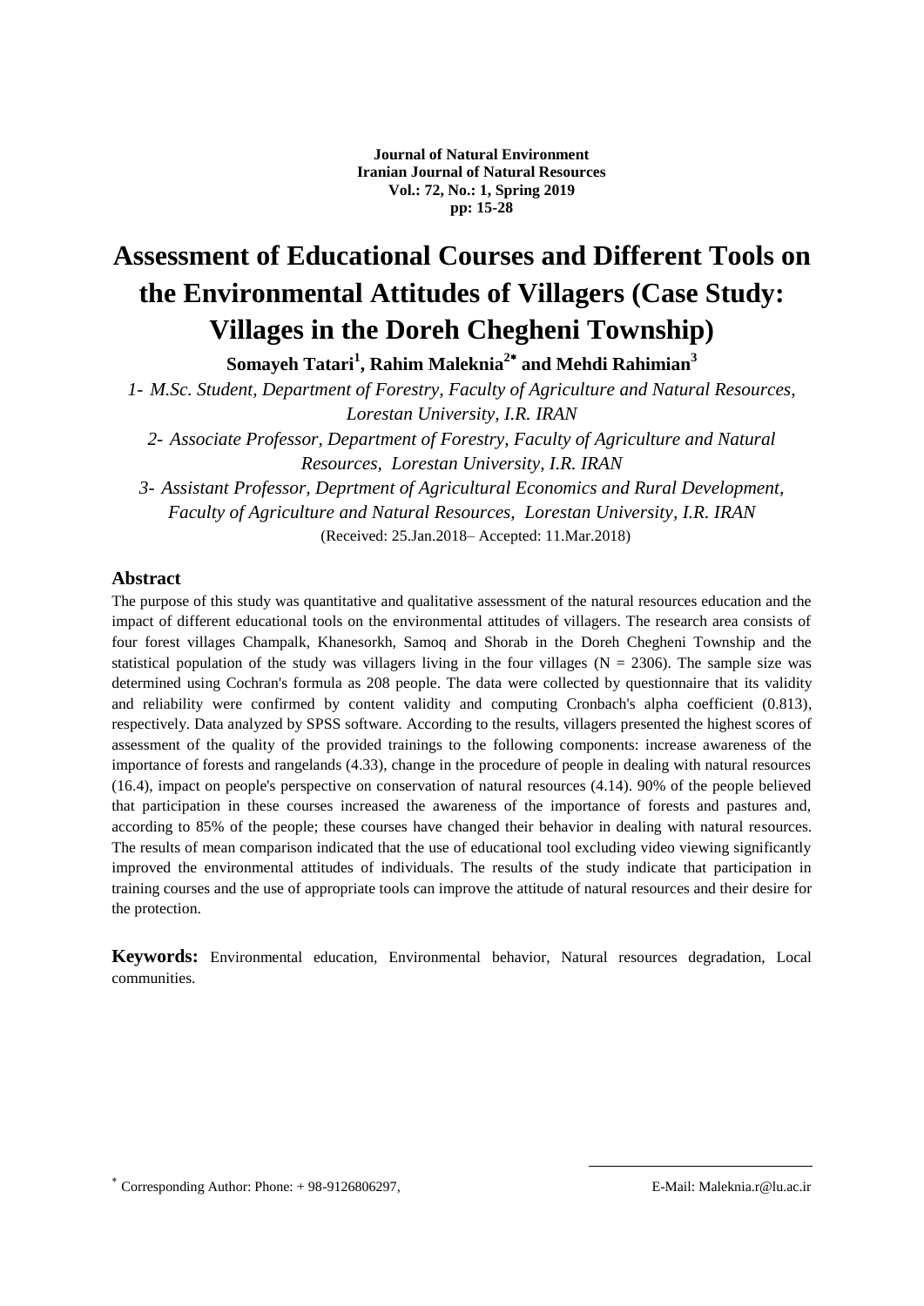**Journal of Natural Environment**
**Iranian Journal of Natural Resources**
**Vol.: 72, No.: 1, Spring 2019**
**pp: 15-28**

# Assessment of Educational Courses and Different Tools on the Environmental Attitudes of Villagers (Case Study: Villages in the Doreh Chegheni Township)

**Somayeh Tatari[1], Rahim Maleknia[2*] and Mehdi Rahimian[3]**

*1- M.Sc. Student, Department of Forestry, Faculty of Agriculture and Natural Resources, Lorestan University, I.R. IRAN*

*2- Associate Professor, Department of Forestry, Faculty of Agriculture and Natural Resources, Lorestan University, I.R. IRAN*

*3- Assistant Professor, Deprtment of Agricultural Economics and Rural Development, Faculty of Agriculture and Natural Resources, Lorestan University, I.R. IRAN*

(Received: 25.Jan.2018– Accepted: 11.Mar.2018)

## Abstract

The purpose of this study was quantitative and qualitative assessment of the natural resources education and the impact of different educational tools on the environmental attitudes of villagers. The research area consists of four forest villages Champalk, Khanesorkh, Samoq and Shorab in the Doreh Chegheni Township and the statistical population of the study was villagers living in the four villages (N = 2306). The sample size was determined using Cochran's formula as 208 people. The data were collected by questionnaire that its validity and reliability were confirmed by content validity and computing Cronbach's alpha coefficient (0.813), respectively. Data analyzed by SPSS software. According to the results, villagers presented the highest scores of assessment of the quality of the provided trainings to the following components: increase awareness of the importance of forests and rangelands (4.33), change in the procedure of people in dealing with natural resources (16.4), impact on people's perspective on conservation of natural resources (4.14). 90% of the people believed that participation in these courses increased the awareness of the importance of forests and pastures and, according to 85% of the people; these courses have changed their behavior in dealing with natural resources. The results of mean comparison indicated that the use of educational tool excluding video viewing significantly improved the environmental attitudes of individuals. The results of the study indicate that participation in training courses and the use of appropriate tools can improve the attitude of natural resources and their desire for the protection.

**Keywords:** Environmental education, Environmental behavior, Natural resources degradation, Local communities.

---

\* Corresponding Author: Phone: + 98-9126806297, E-Mail: Maleknia.r@lu.ac.ir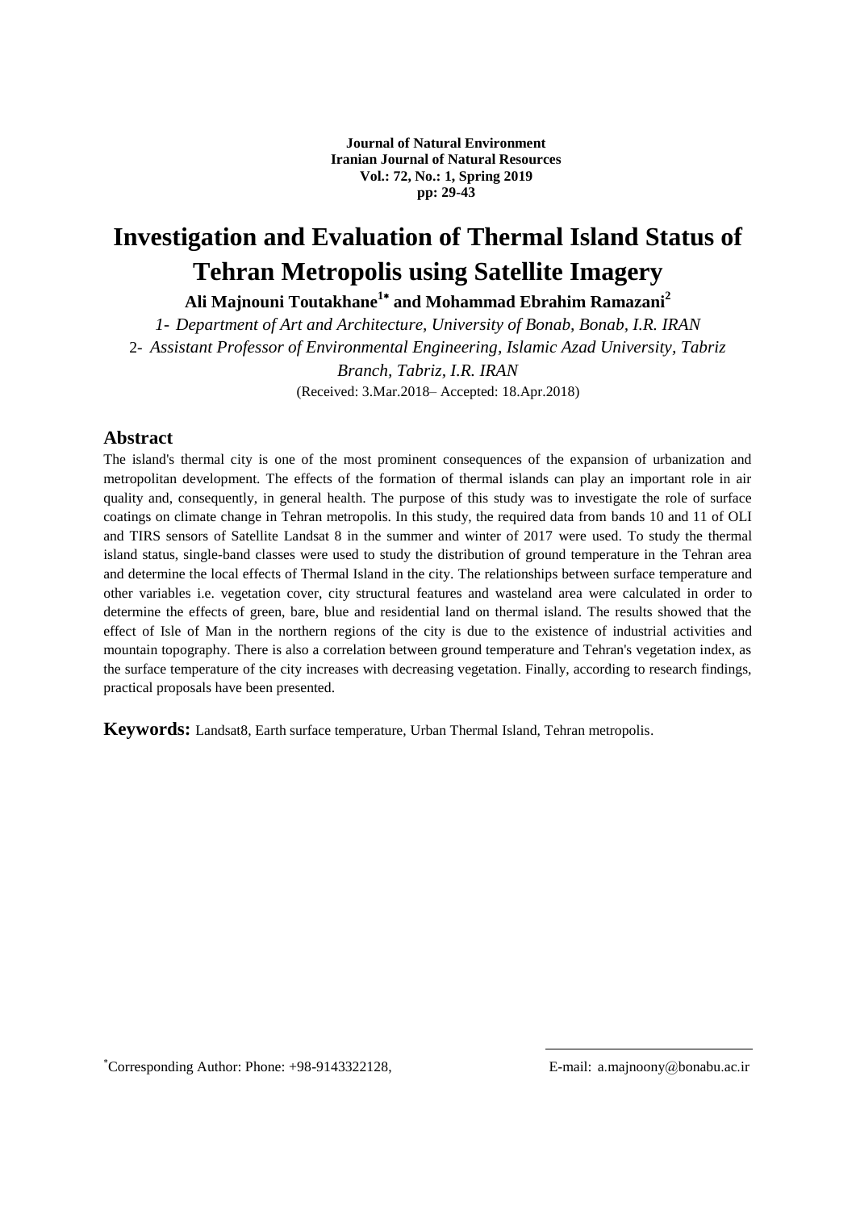**Journal of Natural Environment**
**Iranian Journal of Natural Resources**
**Vol.: 72, No.: 1, Spring 2019**
**pp: 29-43**

# Investigation and Evaluation of Thermal Island Status of Tehran Metropolis using Satellite Imagery

**Ali Majnouni Toutakhane[1*] and Mohammad Ebrahim Ramazani[2]**

*1- Department of Art and Architecture, University of Bonab, Bonab, I.R. IRAN*

2- *Assistant Professor of Environmental Engineering, Islamic Azad University, Tabriz Branch, Tabriz, I.R. IRAN*

(Received: 3.Mar.2018– Accepted: 18.Apr.2018)

## Abstract

The island's thermal city is one of the most prominent consequences of the expansion of urbanization and metropolitan development. The effects of the formation of thermal islands can play an important role in air quality and, consequently, in general health. The purpose of this study was to investigate the role of surface coatings on climate change in Tehran metropolis. In this study, the required data from bands 10 and 11 of OLI and TIRS sensors of Satellite Landsat 8 in the summer and winter of 2017 were used. To study the thermal island status, single-band classes were used to study the distribution of ground temperature in the Tehran area and determine the local effects of Thermal Island in the city. The relationships between surface temperature and other variables i.e. vegetation cover, city structural features and wasteland area were calculated in order to determine the effects of green, bare, blue and residential land on thermal island. The results showed that the effect of Isle of Man in the northern regions of the city is due to the existence of industrial activities and mountain topography. There is also a correlation between ground temperature and Tehran's vegetation index, as the surface temperature of the city increases with decreasing vegetation. Finally, according to research findings, practical proposals have been presented.

**Keywords:** Landsat8, Earth surface temperature, Urban Thermal Island, Tehran metropolis.

*Corresponding Author: Phone: +98-9143322128, E-mail: a.majnoony@bonabu.ac.ir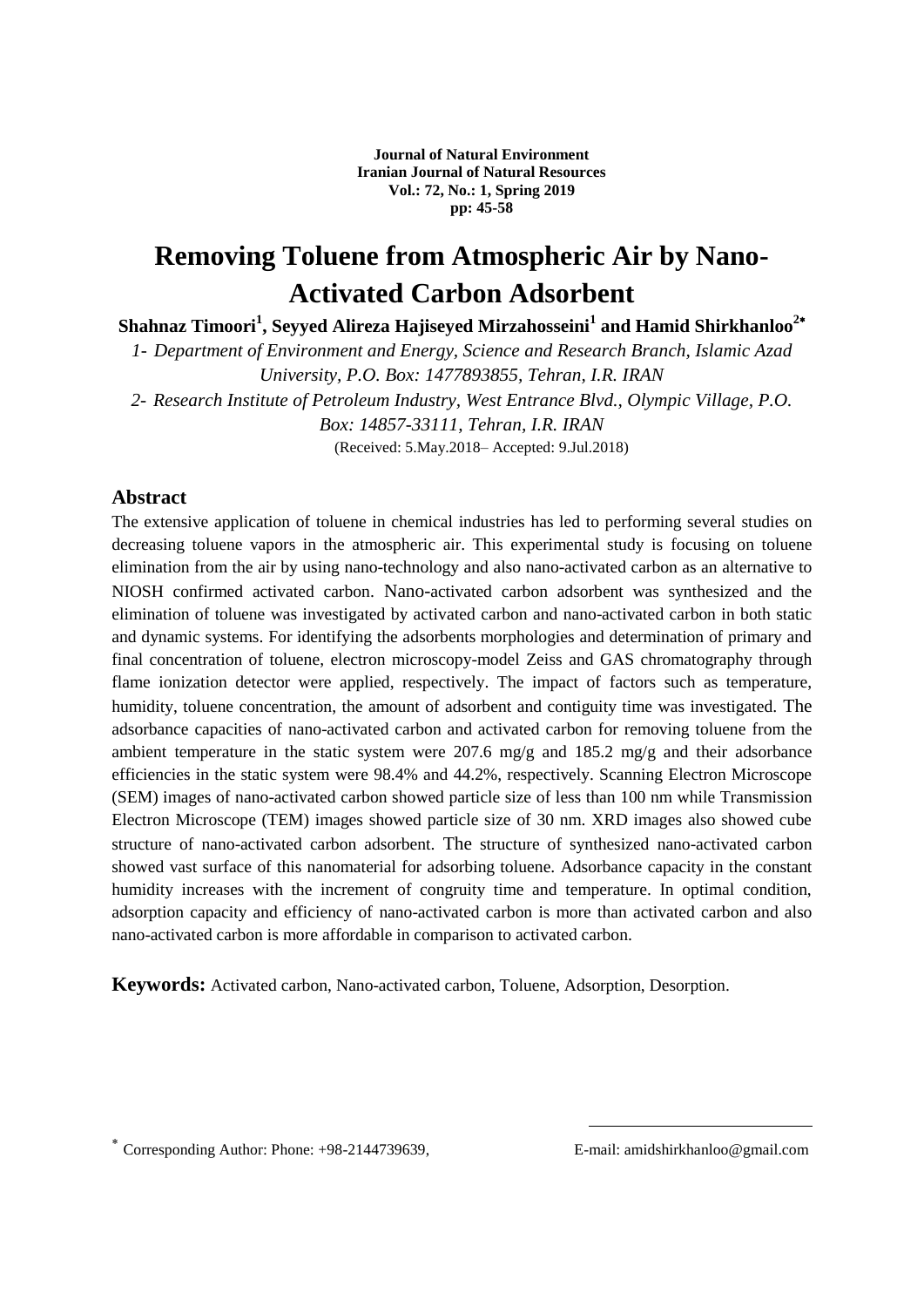**Journal of Natural Environment**
**Iranian Journal of Natural Resources**
**Vol.: 72, No.: 1, Spring 2019**
**pp: 45-58**

# Removing Toluene from Atmospheric Air by Nano-Activated Carbon Adsorbent

**Shahnaz Timoori[1], Seyyed Alireza Hajiseyed Mirzahosseini[1] and Hamid Shirkhanloo[2*]**

*1- Department of Environment and Energy, Science and Research Branch, Islamic Azad University, P.O. Box: 1477893855, Tehran, I.R. IRAN*

*2- Research Institute of Petroleum Industry, West Entrance Blvd., Olympic Village, P.O. Box: 14857-33111, Tehran, I.R. IRAN*

(Received: 5.May.2018– Accepted: 9.Jul.2018)

## Abstract

The extensive application of toluene in chemical industries has led to performing several studies on decreasing toluene vapors in the atmospheric air. This experimental study is focusing on toluene elimination from the air by using nano-technology and also nano-activated carbon as an alternative to NIOSH confirmed activated carbon. Nano-activated carbon adsorbent was synthesized and the elimination of toluene was investigated by activated carbon and nano-activated carbon in both static and dynamic systems. For identifying the adsorbents morphologies and determination of primary and final concentration of toluene, electron microscopy-model Zeiss and GAS chromatography through flame ionization detector were applied, respectively. The impact of factors such as temperature, humidity, toluene concentration, the amount of adsorbent and contiguity time was investigated. The adsorbance capacities of nano-activated carbon and activated carbon for removing toluene from the ambient temperature in the static system were 207.6 mg/g and 185.2 mg/g and their adsorbance efficiencies in the static system were 98.4% and 44.2%, respectively. Scanning Electron Microscope (SEM) images of nano-activated carbon showed particle size of less than 100 nm while Transmission Electron Microscope (TEM) images showed particle size of 30 nm. XRD images also showed cube structure of nano-activated carbon adsorbent. The structure of synthesized nano-activated carbon showed vast surface of this nanomaterial for adsorbing toluene. Adsorbance capacity in the constant humidity increases with the increment of congruity time and temperature. In optimal condition, adsorption capacity and efficiency of nano-activated carbon is more than activated carbon and also nano-activated carbon is more affordable in comparison to activated carbon.

**Keywords:** Activated carbon, Nano-activated carbon, Toluene, Adsorption, Desorption.

* Corresponding Author: Phone: +98-2144739639, E-mail: amidshirkhanloo@gmail.com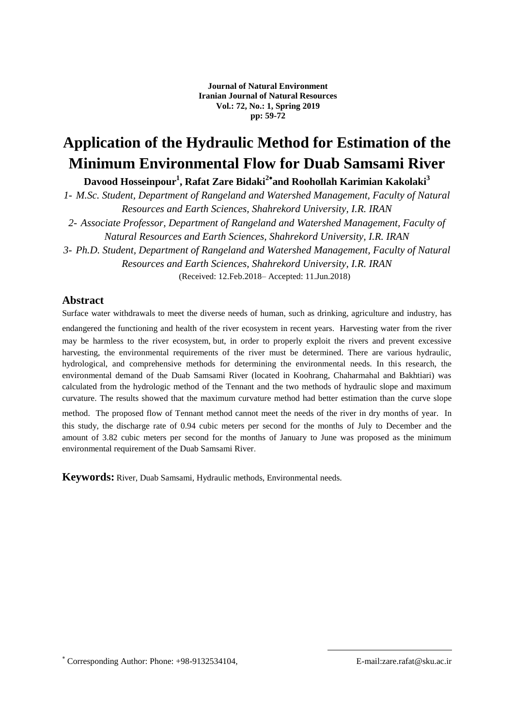**Journal of Natural Environment**
**Iranian Journal of Natural Resources**
**Vol.: 72, No.: 1, Spring 2019**
**pp: 59-72**

# Application of the Hydraulic Method for Estimation of the Minimum Environmental Flow for Duab Samsami River

**Davood Hosseinpour[1], Rafat Zare Bidaki[2*] and Roohollah Karimian Kakolaki[3]**

*1- M.Sc. Student, Department of Rangeland and Watershed Management, Faculty of Natural Resources and Earth Sciences, Shahrekord University, I.R. IRAN*

*2- Associate Professor, Department of Rangeland and Watershed Management, Faculty of Natural Resources and Earth Sciences, Shahrekord University, I.R. IRAN*

*3- Ph.D. Student, Department of Rangeland and Watershed Management, Faculty of Natural Resources and Earth Sciences, Shahrekord University, I.R. IRAN*

(Received: 12.Feb.2018– Accepted: 11.Jun.2018)

## Abstract

Surface water withdrawals to meet the diverse needs of human, such as drinking, agriculture and industry, has endangered the functioning and health of the river ecosystem in recent years. Harvesting water from the river may be harmless to the river ecosystem, but, in order to properly exploit the rivers and prevent excessive harvesting, the environmental requirements of the river must be determined. There are various hydraulic, hydrological, and comprehensive methods for determining the environmental needs. In this research, the environmental demand of the Duab Samsami River (located in Koohrang, Chaharmahal and Bakhtiari) was calculated from the hydrologic method of the Tennant and the two methods of hydraulic slope and maximum curvature. The results showed that the maximum curvature method had better estimation than the curve slope method. The proposed flow of Tennant method cannot meet the needs of the river in dry months of year. In this study, the discharge rate of 0.94 cubic meters per second for the months of July to December and the amount of 3.82 cubic meters per second for the months of January to June was proposed as the minimum environmental requirement of the Duab Samsami River.

**Keywords:** River, Duab Samsami, Hydraulic methods, Environmental needs.

---

[*] Corresponding Author: Phone: +98-9132534104, E-mail:zare.rafat@sku.ac.ir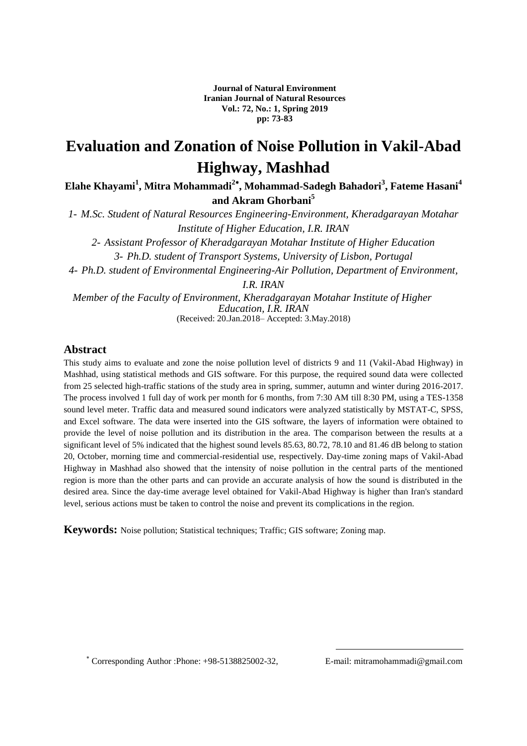**Journal of Natural Environment**
**Iranian Journal of Natural Resources**
**Vol.: 72, No.: 1, Spring 2019**
**pp: 73-83**

# Evaluation and Zonation of Noise Pollution in Vakil-Abad Highway, Mashhad

**Elahe Khayami[1], Mitra Mohammadi[2*], Mohammad-Sadegh Bahadori[3], Fateme Hasani[4] and Akram Ghorbani[5]**

*1- M.Sc. Student of Natural Resources Engineering-Environment, Kheradgarayan Motahar Institute of Higher Education, I.R. IRAN*

*2- Assistant Professor of Kheradgarayan Motahar Institute of Higher Education*

*3- Ph.D. student of Transport Systems, University of Lisbon, Portugal*

*4- Ph.D. student of Environmental Engineering-Air Pollution, Department of Environment, I.R. IRAN*

*Member of the Faculty of Environment, Kheradgarayan Motahar Institute of Higher Education, I.R. IRAN*

(Received: 20.Jan.2018– Accepted: 3.May.2018)

## Abstract

This study aims to evaluate and zone the noise pollution level of districts 9 and 11 (Vakil-Abad Highway) in Mashhad, using statistical methods and GIS software. For this purpose, the required sound data were collected from 25 selected high-traffic stations of the study area in spring, summer, autumn and winter during 2016-2017. The process involved 1 full day of work per month for 6 months, from 7:30 AM till 8:30 PM, using a TES-1358 sound level meter. Traffic data and measured sound indicators were analyzed statistically by MSTAT-C, SPSS, and Excel software. The data were inserted into the GIS software, the layers of information were obtained to provide the level of noise pollution and its distribution in the area. The comparison between the results at a significant level of 5% indicated that the highest sound levels 85.63, 80.72, 78.10 and 81.46 dB belong to station 20, October, morning time and commercial-residential use, respectively. Day-time zoning maps of Vakil-Abad Highway in Mashhad also showed that the intensity of noise pollution in the central parts of the mentioned region is more than the other parts and can provide an accurate analysis of how the sound is distributed in the desired area. Since the day-time average level obtained for Vakil-Abad Highway is higher than Iran's standard level, serious actions must be taken to control the noise and prevent its complications in the region.

**Keywords:** Noise pollution; Statistical techniques; Traffic; GIS software; Zoning map.

* Corresponding Author :Phone: +98-5138825002-32, E-mail: mitramohammadi@gmail.com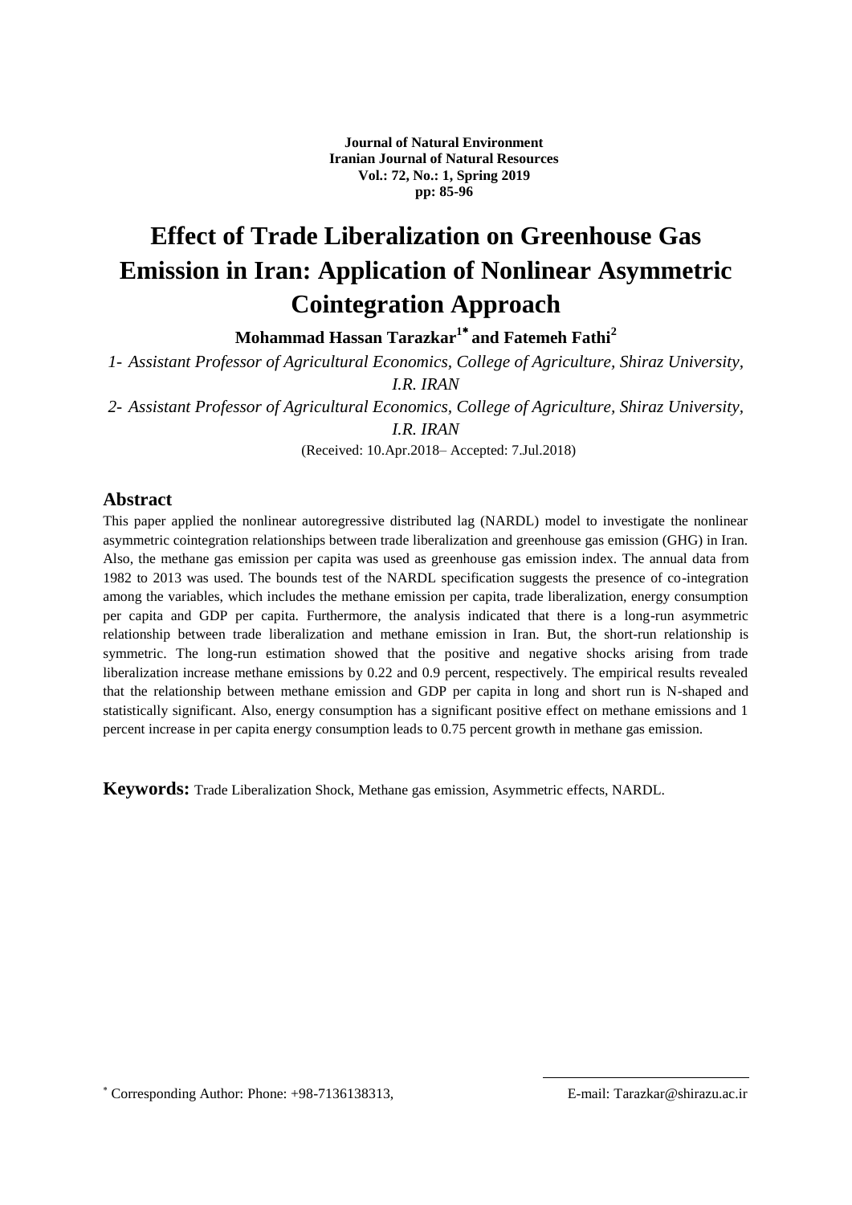# Effect of Trade Liberalization on Greenhouse Gas Emission in Iran: Application of Nonlinear Asymmetric Cointegration Approach

**Mohammad Hassan Tarazkar[1*] and Fatemeh Fathi[2]**

*1- Assistant Professor of Agricultural Economics, College of Agriculture, Shiraz University, I.R. IRAN*

*2- Assistant Professor of Agricultural Economics, College of Agriculture, Shiraz University, I.R. IRAN*

(Received: 10.Apr.2018– Accepted: 7.Jul.2018)

## Abstract

This paper applied the nonlinear autoregressive distributed lag (NARDL) model to investigate the nonlinear asymmetric cointegration relationships between trade liberalization and greenhouse gas emission (GHG) in Iran. Also, the methane gas emission per capita was used as greenhouse gas emission index. The annual data from 1982 to 2013 was used. The bounds test of the NARDL specification suggests the presence of co-integration among the variables, which includes the methane emission per capita, trade liberalization, energy consumption per capita and GDP per capita. Furthermore, the analysis indicated that there is a long-run asymmetric relationship between trade liberalization and methane emission in Iran. But, the short-run relationship is symmetric. The long-run estimation showed that the positive and negative shocks arising from trade liberalization increase methane emissions by 0.22 and 0.9 percent, respectively. The empirical results revealed that the relationship between methane emission and GDP per capita in long and short run is N-shaped and statistically significant. Also, energy consumption has a significant positive effect on methane emissions and 1 percent increase in per capita energy consumption leads to 0.75 percent growth in methane gas emission.

**Keywords:** Trade Liberalization Shock, Methane gas emission, Asymmetric effects, NARDL.

---

[*] Corresponding Author: Phone: +98-7136138313, E-mail: Tarazkar@shirazu.ac.ir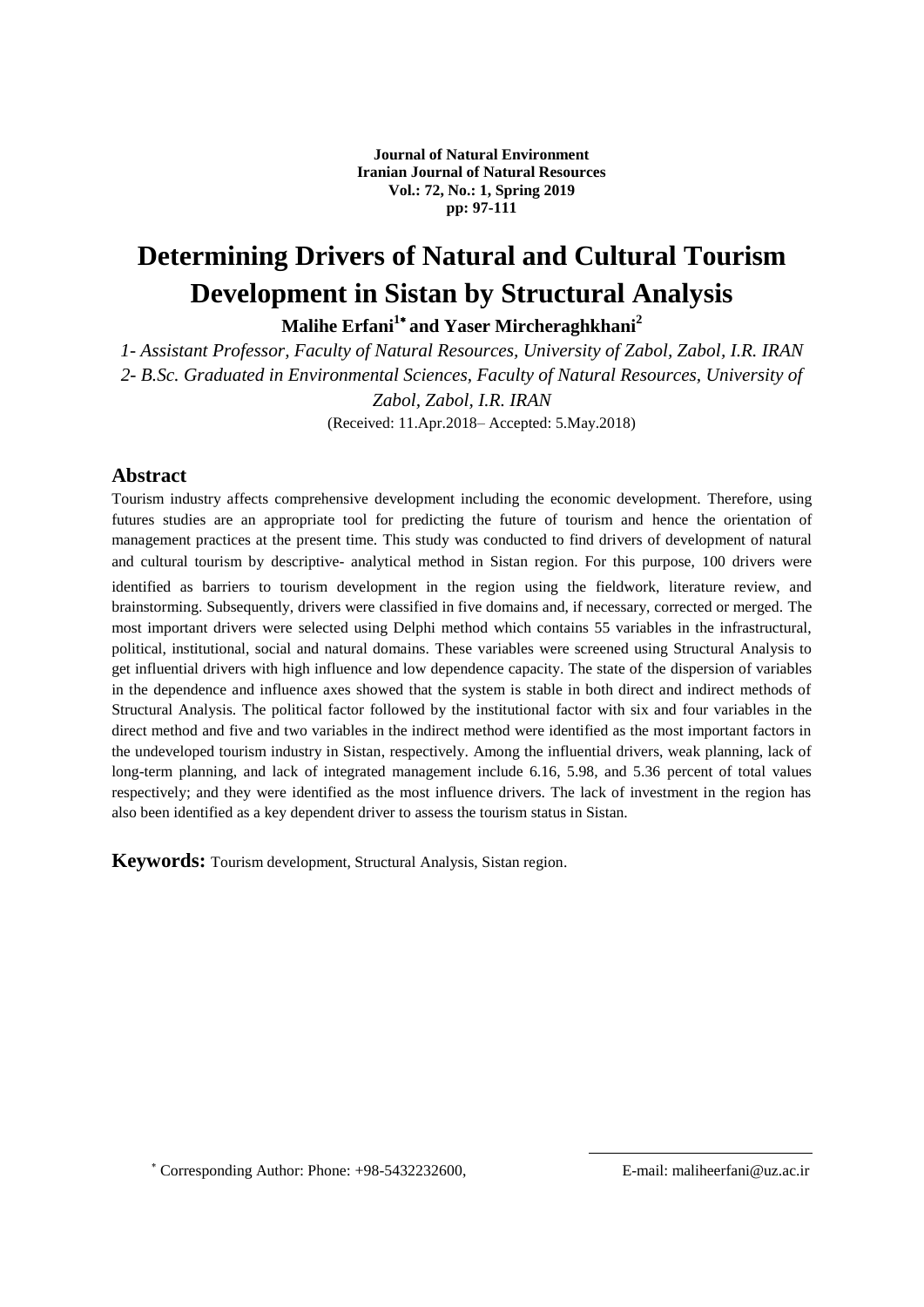**Journal of Natural Environment**
**Iranian Journal of Natural Resources**
**Vol.: 72, No.: 1, Spring 2019**
**pp: 97-111**

# Determining Drivers of Natural and Cultural Tourism Development in Sistan by Structural Analysis

**Malihe Erfani[1*] and Yaser Mircheraghkhani[2]**

*1- Assistant Professor, Faculty of Natural Resources, University of Zabol, Zabol, I.R. IRAN*

*2- B.Sc. Graduated in Environmental Sciences, Faculty of Natural Resources, University of Zabol, Zabol, I.R. IRAN*

(Received: 11.Apr.2018– Accepted: 5.May.2018)

## Abstract

Tourism industry affects comprehensive development including the economic development. Therefore, using futures studies are an appropriate tool for predicting the future of tourism and hence the orientation of management practices at the present time. This study was conducted to find drivers of development of natural and cultural tourism by descriptive- analytical method in Sistan region. For this purpose, 100 drivers were identified as barriers to tourism development in the region using the fieldwork, literature review, and brainstorming. Subsequently, drivers were classified in five domains and, if necessary, corrected or merged. The most important drivers were selected using Delphi method which contains 55 variables in the infrastructural, political, institutional, social and natural domains. These variables were screened using Structural Analysis to get influential drivers with high influence and low dependence capacity. The state of the dispersion of variables in the dependence and influence axes showed that the system is stable in both direct and indirect methods of Structural Analysis. The political factor followed by the institutional factor with six and four variables in the direct method and five and two variables in the indirect method were identified as the most important factors in the undeveloped tourism industry in Sistan, respectively. Among the influential drivers, weak planning, lack of long-term planning, and lack of integrated management include 6.16, 5.98, and 5.36 percent of total values respectively; and they were identified as the most influence drivers. The lack of investment in the region has also been identified as a key dependent driver to assess the tourism status in Sistan.

**Keywords:** Tourism development, Structural Analysis, Sistan region.

[*] Corresponding Author: Phone: +98-5432232600, E-mail: maliheerfani@uz.ac.ir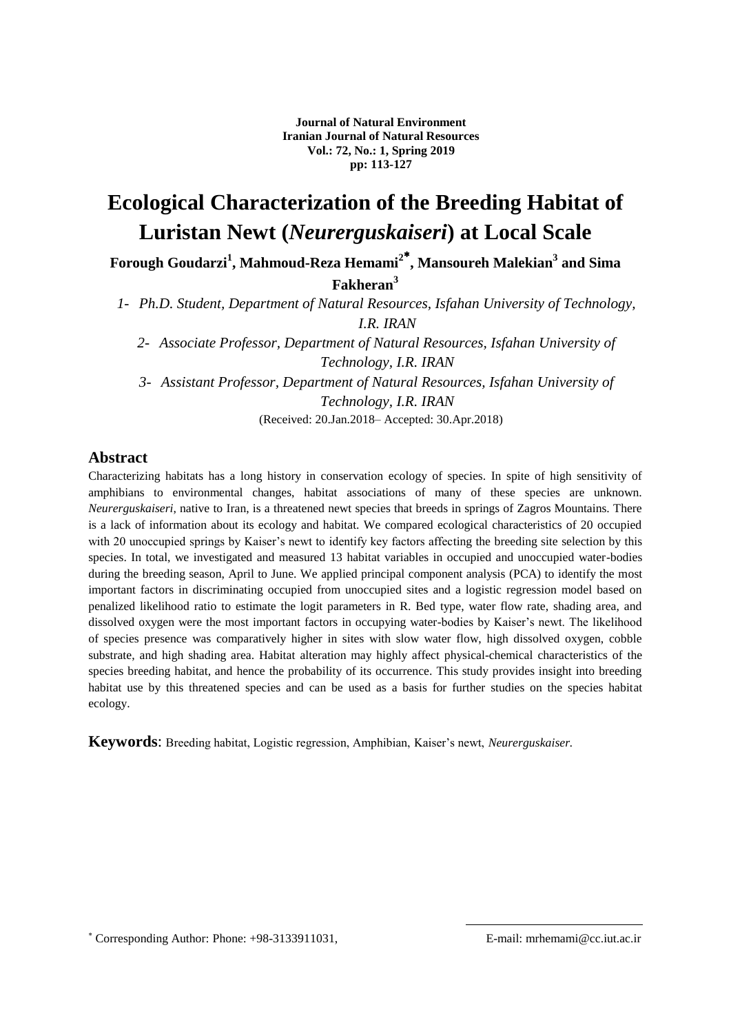**Journal of Natural Environment**
**Iranian Journal of Natural Resources**
**Vol.: 72, No.: 1, Spring 2019**
**pp: 113-127**

# Ecological Characterization of the Breeding Habitat of Luristan Newt (*Neurerguskaiseri*) at Local Scale

**Forough Goudarzi[1], Mahmoud-Reza Hemami[2*], Mansoureh Malekian[3] and Sima Fakheran[3]**

*1- Ph.D. Student, Department of Natural Resources, Isfahan University of Technology, I.R. IRAN*

*2- Associate Professor, Department of Natural Resources, Isfahan University of Technology, I.R. IRAN*

*3- Assistant Professor, Department of Natural Resources, Isfahan University of Technology, I.R. IRAN*

(Received: 20.Jan.2018– Accepted: 30.Apr.2018)

## Abstract

Characterizing habitats has a long history in conservation ecology of species. In spite of high sensitivity of amphibians to environmental changes, habitat associations of many of these species are unknown. *Neurerguskaiseri*, native to Iran, is a threatened newt species that breeds in springs of Zagros Mountains. There is a lack of information about its ecology and habitat. We compared ecological characteristics of 20 occupied with 20 unoccupied springs by Kaiser's newt to identify key factors affecting the breeding site selection by this species. In total, we investigated and measured 13 habitat variables in occupied and unoccupied water-bodies during the breeding season, April to June. We applied principal component analysis (PCA) to identify the most important factors in discriminating occupied from unoccupied sites and a logistic regression model based on penalized likelihood ratio to estimate the logit parameters in R. Bed type, water flow rate, shading area, and dissolved oxygen were the most important factors in occupying water-bodies by Kaiser's newt. The likelihood of species presence was comparatively higher in sites with slow water flow, high dissolved oxygen, cobble substrate, and high shading area. Habitat alteration may highly affect physical-chemical characteristics of the species breeding habitat, and hence the probability of its occurrence. This study provides insight into breeding habitat use by this threatened species and can be used as a basis for further studies on the species habitat ecology.

**Keywords**: Breeding habitat, Logistic regression, Amphibian, Kaiser's newt, *Neurerguskaiser.*

[*] Corresponding Author: Phone: +98-3133911031, E-mail: mrhemami@cc.iut.ac.ir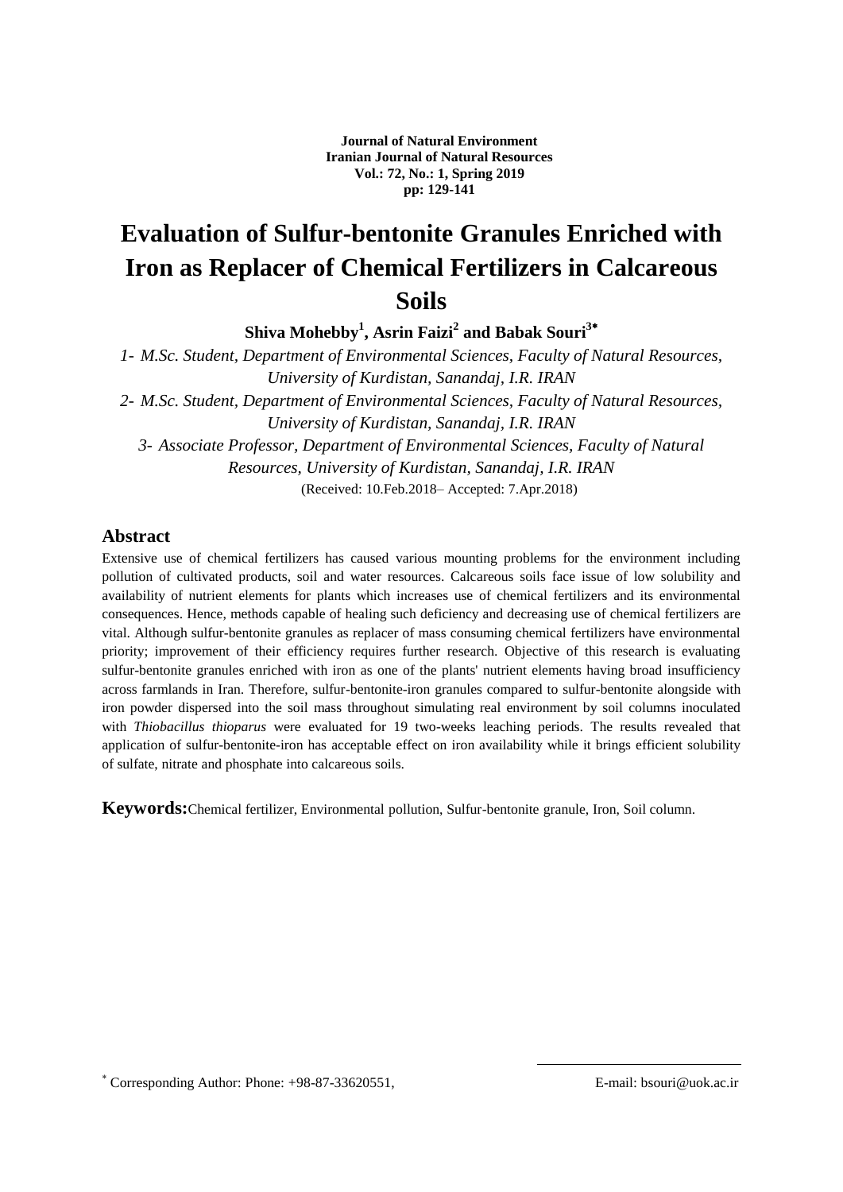**Journal of Natural Environment**
**Iranian Journal of Natural Resources**
**Vol.: 72, No.: 1, Spring 2019**
**pp: 129-141**

# Evaluation of Sulfur-bentonite Granules Enriched with Iron as Replacer of Chemical Fertilizers in Calcareous Soils

**Shiva Mohebby[1], Asrin Faizi[2] and Babak Souri[3*]**

*1- M.Sc. Student, Department of Environmental Sciences, Faculty of Natural Resources, University of Kurdistan, Sanandaj, I.R. IRAN*

*2- M.Sc. Student, Department of Environmental Sciences, Faculty of Natural Resources, University of Kurdistan, Sanandaj, I.R. IRAN*

*3- Associate Professor, Department of Environmental Sciences, Faculty of Natural Resources, University of Kurdistan, Sanandaj, I.R. IRAN*

(Received: 10.Feb.2018– Accepted: 7.Apr.2018)

## Abstract

Extensive use of chemical fertilizers has caused various mounting problems for the environment including pollution of cultivated products, soil and water resources. Calcareous soils face issue of low solubility and availability of nutrient elements for plants which increases use of chemical fertilizers and its environmental consequences. Hence, methods capable of healing such deficiency and decreasing use of chemical fertilizers are vital. Although sulfur-bentonite granules as replacer of mass consuming chemical fertilizers have environmental priority; improvement of their efficiency requires further research. Objective of this research is evaluating sulfur-bentonite granules enriched with iron as one of the plants' nutrient elements having broad insufficiency across farmlands in Iran. Therefore, sulfur-bentonite-iron granules compared to sulfur-bentonite alongside with iron powder dispersed into the soil mass throughout simulating real environment by soil columns inoculated with *Thiobacillus thioparus* were evaluated for 19 two-weeks leaching periods. The results revealed that application of sulfur-bentonite-iron has acceptable effect on iron availability while it brings efficient solubility of sulfate, nitrate and phosphate into calcareous soils.

**Keywords:** Chemical fertilizer, Environmental pollution, Sulfur-bentonite granule, Iron, Soil column.

---

* Corresponding Author: Phone: +98-87-33620551, E-mail: bsouri@uok.ac.ir